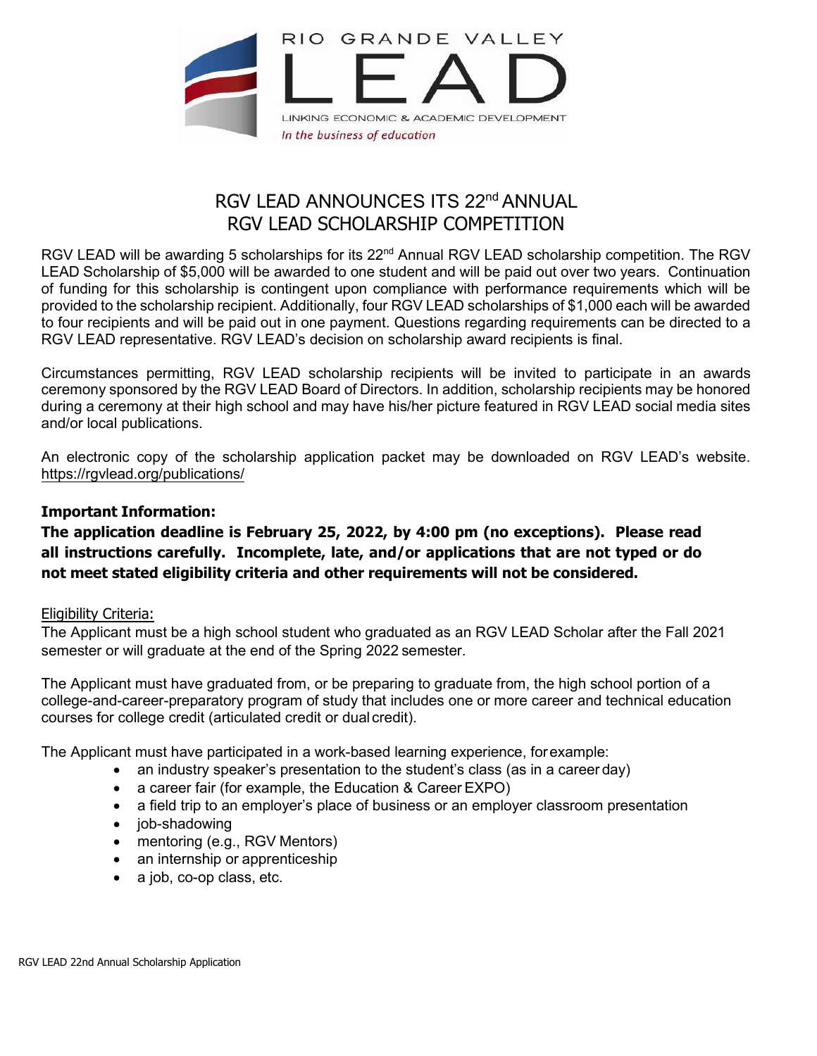RIO GRANDE VALLEY

LEAD

LINKING ECONOMIC & ACADEMIC DEVELOPMENT

*In the business of education*

# RGV LEAD ANNOUNCES ITS 22nd ANNUAL RGV LEAD SCHOLARSHIP COMPETITION

RGV LEAD will be awarding 5 scholarships for its 22nd Annual RGV LEAD scholarship competition. The RGV LEAD Scholarship of $5,000 will be awarded to one student and will be paid out over two years. Continuation of funding for this scholarship is contingent upon compliance with performance requirements which will be provided to the scholarship recipient. Additionally, four RGV LEAD scholarships of $1,000 each will be awarded to four recipients and will be paid out in one payment. Questions regarding requirements can be directed to a RGV LEAD representative. RGV LEAD's decision on scholarship award recipients is final.

Circumstances permitting, RGV LEAD scholarship recipients will be invited to participate in an awards ceremony sponsored by the RGV LEAD Board of Directors. In addition, scholarship recipients may be honored during a ceremony at their high school and may have his/her picture featured in RGV LEAD social media sites and/or local publications.

An electronic copy of the scholarship application packet may be downloaded on RGV LEAD's website. https://rgvlead.org/publications/

**Important Information:**

**The application deadline is February 25, 2022, by 4:00 pm (no exceptions). Please read all instructions carefully. Incomplete, late, and/or applications that are not typed or do not meet stated eligibility criteria and other requirements will not be considered.**

Eligibility Criteria:

The Applicant must be a high school student who graduated as an RGV LEAD Scholar after the Fall 2021 semester or will graduate at the end of the Spring 2022 semester.

The Applicant must have graduated from, or be preparing to graduate from, the high school portion of a college-and-career-preparatory program of study that includes one or more career and technical education courses for college credit (articulated credit or dual credit).

The Applicant must have participated in a work-based learning experience, for example:

- an industry speaker's presentation to the student's class (as in a career day)
- a career fair (for example, the Education & Career EXPO)
- a field trip to an employer's place of business or an employer classroom presentation
- job-shadowing
- mentoring (e.g., RGV Mentors)
- an internship or apprenticeship
- a job, co-op class, etc.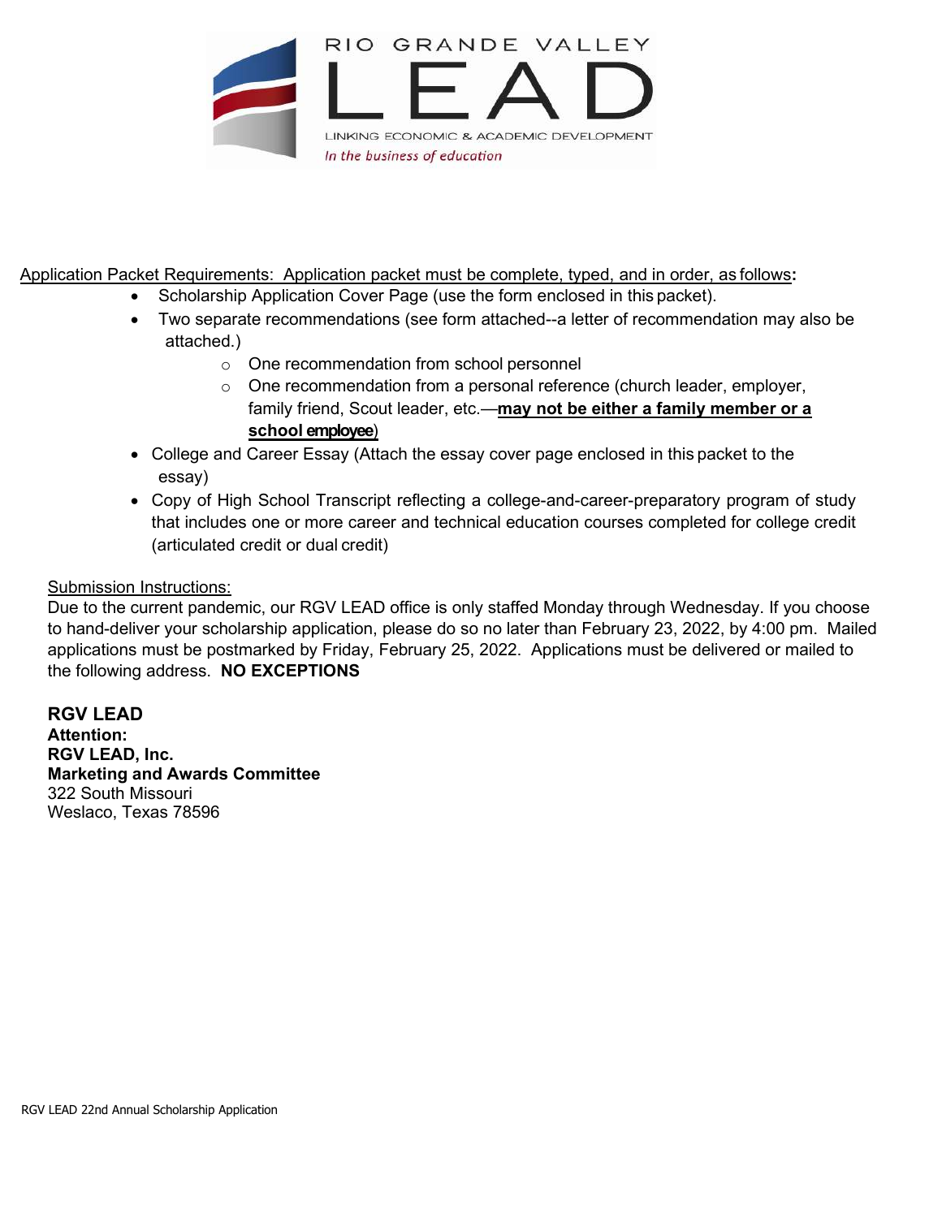RIO GRANDE VALLEY

# LEAD

LINKING ECONOMIC & ACADEMIC DEVELOPMENT

*In the business of education*

Application Packet Requirements: Application packet must be complete, typed, and in order, as follows**:**

- Scholarship Application Cover Page (use the form enclosed in this packet).
- Two separate recommendations (see form attached--a letter of recommendation may also be attached.)
  - One recommendation from school personnel
  - One recommendation from a personal reference (church leader, employer, family friend, Scout leader, etc.—**may not be either a family member or a school employee**)
- College and Career Essay (Attach the essay cover page enclosed in this packet to the essay)
- Copy of High School Transcript reflecting a college-and-career-preparatory program of study that includes one or more career and technical education courses completed for college credit (articulated credit or dual credit)

Submission Instructions:

Due to the current pandemic, our RGV LEAD office is only staffed Monday through Wednesday. If you choose to hand-deliver your scholarship application, please do so no later than February 23, 2022, by 4:00 pm. Mailed applications must be postmarked by Friday, February 25, 2022. Applications must be delivered or mailed to the following address. **NO EXCEPTIONS**

**RGV LEAD**
**Attention:**
**RGV LEAD, Inc.**
**Marketing and Awards Committee**
322 South Missouri
Weslaco, Texas 78596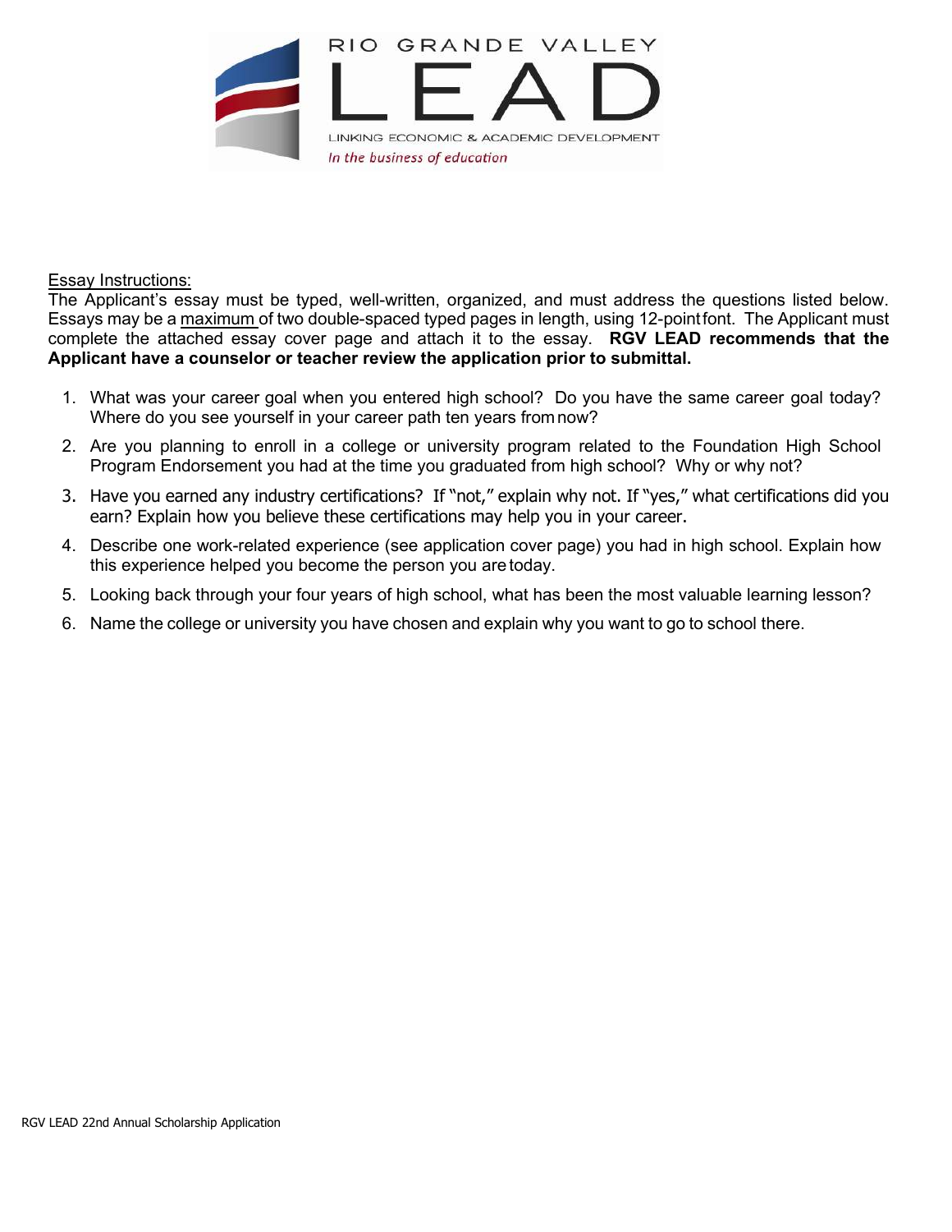RIO GRANDE VALLEY

# LEAD

LINKING ECONOMIC & ACADEMIC DEVELOPMENT

*In the business of education*

Essay Instructions:

The Applicant's essay must be typed, well-written, organized, and must address the questions listed below. Essays may be a maximum of two double-spaced typed pages in length, using 12-point font. The Applicant must complete the attached essay cover page and attach it to the essay. **RGV LEAD recommends that the Applicant have a counselor or teacher review the application prior to submittal.**

1. What was your career goal when you entered high school? Do you have the same career goal today? Where do you see yourself in your career path ten years from now?
2. Are you planning to enroll in a college or university program related to the Foundation High School Program Endorsement you had at the time you graduated from high school? Why or why not?
3. Have you earned any industry certifications? If "not," explain why not. If "yes," what certifications did you earn? Explain how you believe these certifications may help you in your career.
4. Describe one work-related experience (see application cover page) you had in high school. Explain how this experience helped you become the person you are today.
5. Looking back through your four years of high school, what has been the most valuable learning lesson?
6. Name the college or university you have chosen and explain why you want to go to school there.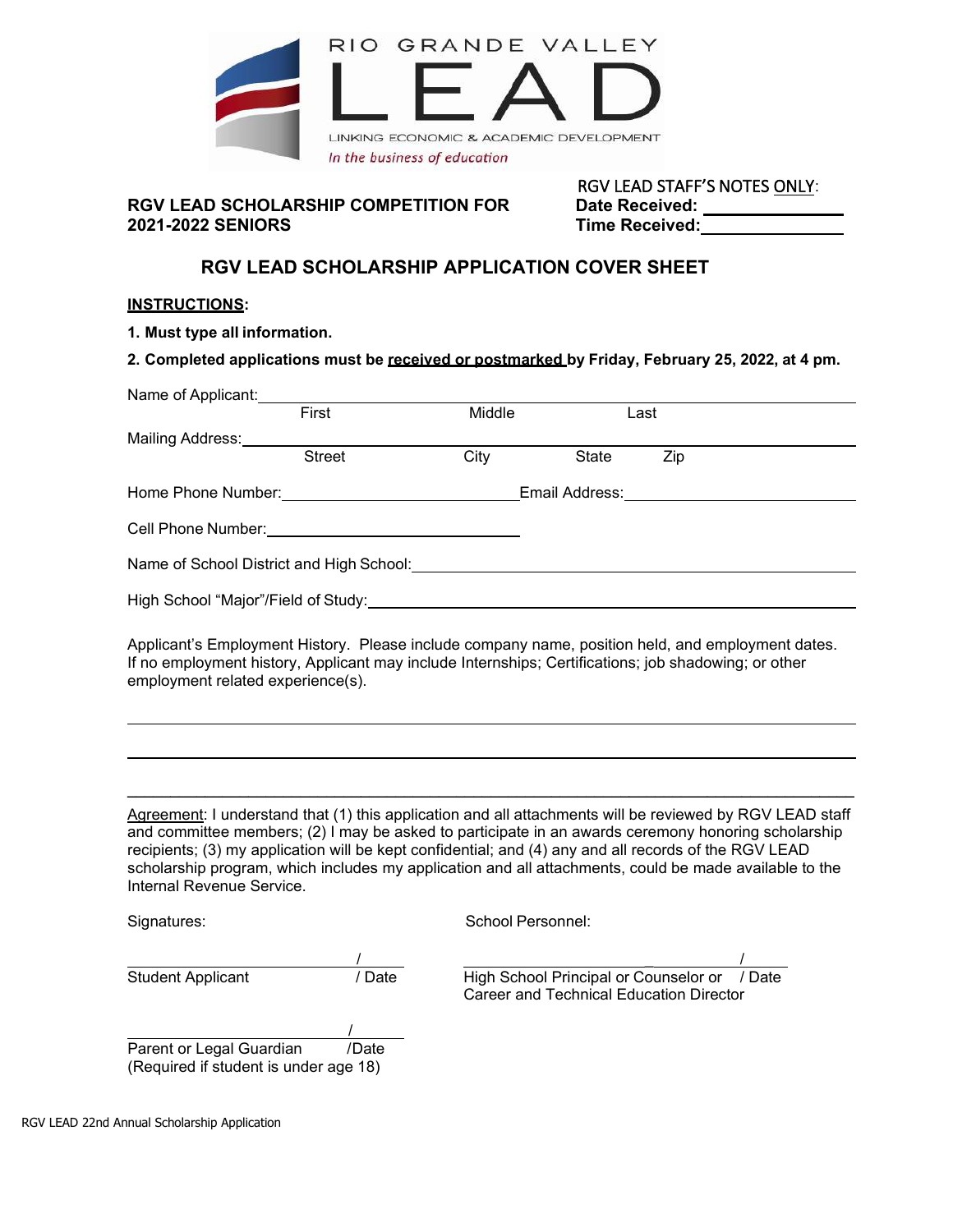RIO GRANDE VALLEY

# LEAD

LINKING ECONOMIC & ACADEMIC DEVELOPMENT

*In the business of education*

**RGV LEAD SCHOLARSHIP COMPETITION FOR 2021-2022 SENIORS**

RGV LEAD STAFF'S NOTES ONLY:
**Date Received:** ______________
**Time Received:** ______________

## RGV LEAD SCHOLARSHIP APPLICATION COVER SHEET

**INSTRUCTIONS:**

**1. Must type all information.**

**2. Completed applications must be received or postmarked by Friday, February 25, 2022, at 4 pm.**

Name of Applicant: ____________________________________________
First Middle Last

Mailing Address: ____________________________________________
Street City State Zip

Home Phone Number: ______________________ Email Address: ______________________

Cell Phone Number: ______________________

Name of School District and High School: ______________________________

High School "Major"/Field of Study: ______________________________

Applicant's Employment History. Please include company name, position held, and employment dates. If no employment history, Applicant may include Internships; Certifications; job shadowing; or other employment related experience(s).

____________________________________________

____________________________________________

____________________________________________

Agreement: I understand that (1) this application and all attachments will be reviewed by RGV LEAD staff and committee members; (2) I may be asked to participate in an awards ceremony honoring scholarship recipients; (3) my application will be kept confidential; and (4) any and all records of the RGV LEAD scholarship program, which includes my application and all attachments, could be made available to the Internal Revenue Service.

Signatures:

______________________ / ________
Student Applicant / Date

______________________ / ________
Parent or Legal Guardian /Date
(Required if student is under age 18)

School Personnel:

______________________ / ________
High School Principal or Counselor or Career and Technical Education Director / Date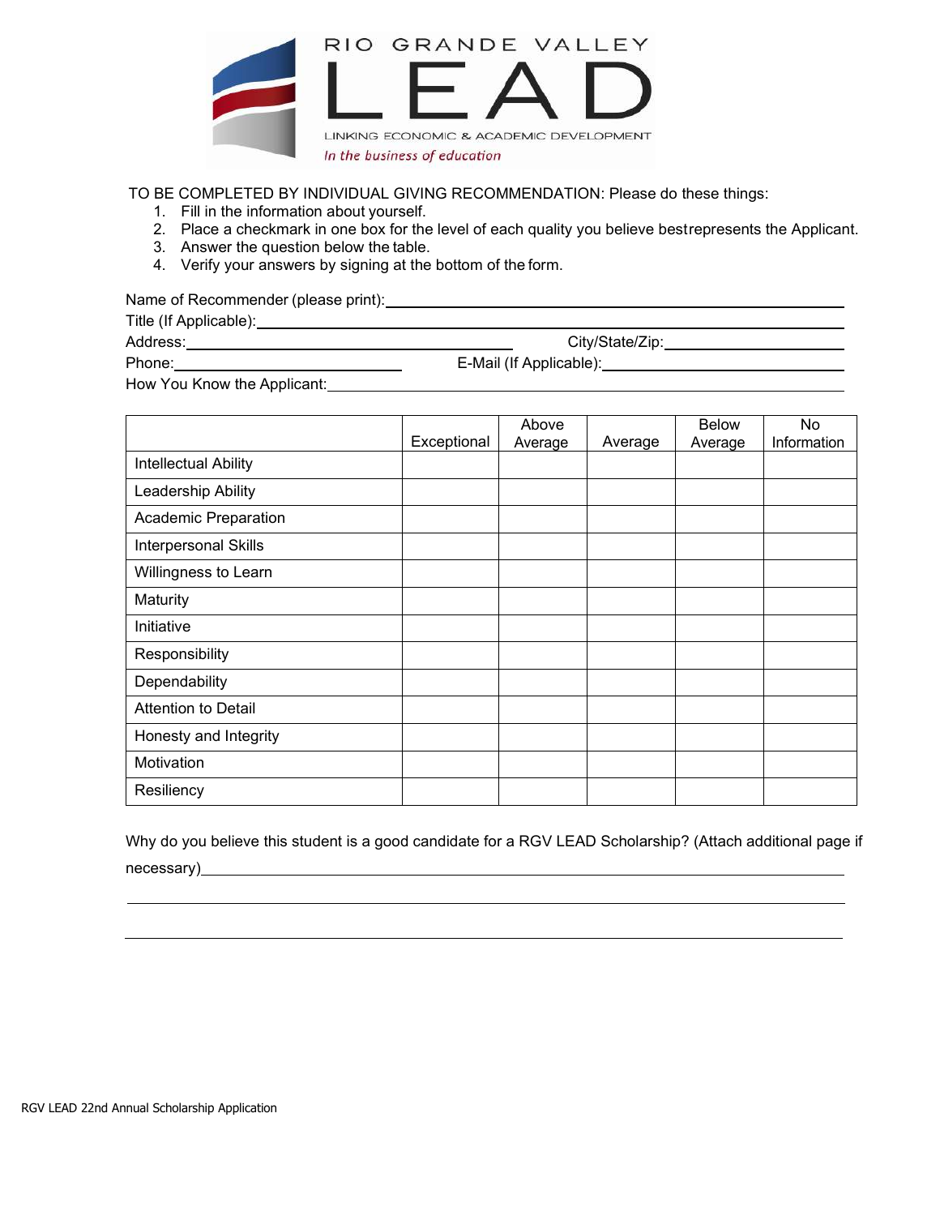# RIO GRANDE VALLEY LEAD

LINKING ECONOMIC & ACADEMIC DEVELOPMENT

*In the business of education*

TO BE COMPLETED BY INDIVIDUAL GIVING RECOMMENDATION: Please do these things:

1. Fill in the information about yourself.
2. Place a checkmark in one box for the level of each quality you believe bestrepresents the Applicant.
3. Answer the question below the table.
4. Verify your answers by signing at the bottom of the form.

Name of Recommender (please print):\_\_\_\_\_\_\_\_\_\_\_\_\_\_\_\_\_\_\_\_\_\_\_\_\_\_\_\_\_\_\_\_\_\_\_\_\_\_\_\_

Title (If Applicable):\_\_\_\_\_\_\_\_\_\_\_\_\_\_\_\_\_\_\_\_\_\_\_\_\_\_\_\_\_\_\_\_\_\_\_\_\_\_\_\_\_\_\_\_\_\_\_\_\_\_\_\_

Address:\_\_\_\_\_\_\_\_\_\_\_\_\_\_\_\_\_\_\_\_\_\_\_\_\_\_\_\_\_\_\_\_\_\_\_\_ City/State/Zip:\_\_\_\_\_\_\_\_\_\_\_\_\_\_\_\_\_\_\_\_

Phone:\_\_\_\_\_\_\_\_\_\_\_\_\_\_\_\_\_\_\_\_\_\_\_\_\_\_ E-Mail (If Applicable):\_\_\_\_\_\_\_\_\_\_\_\_\_\_\_\_\_\_\_\_\_\_\_\_\_\_

How You Know the Applicant:\_\_\_\_\_\_\_\_\_\_\_\_\_\_\_\_\_\_\_\_\_\_\_\_\_\_\_\_\_\_\_\_\_\_\_\_\_\_\_\_\_\_\_\_\_\_\_\_\_\_

| | Exceptional | Above Average | Average | Below Average | No Information |
|---|---|---|---|---|---|
| Intellectual Ability | | | | | |
| Leadership Ability | | | | | |
| Academic Preparation | | | | | |
| Interpersonal Skills | | | | | |
| Willingness to Learn | | | | | |
| Maturity | | | | | |
| Initiative | | | | | |
| Responsibility | | | | | |
| Dependability | | | | | |
| Attention to Detail | | | | | |
| Honesty and Integrity | | | | | |
| Motivation | | | | | |
| Resiliency | | | | | |

Why do you believe this student is a good candidate for a RGV LEAD Scholarship? (Attach additional page if necessary)\_\_\_\_\_\_\_\_\_\_\_\_\_\_\_\_\_\_\_\_\_\_\_\_\_\_\_\_\_\_\_\_\_\_\_\_\_\_\_\_\_\_\_\_\_\_\_\_\_\_\_\_\_\_\_\_\_\_\_\_\_\_\_\_\_\_

\_\_\_\_\_\_\_\_\_\_\_\_\_\_\_\_\_\_\_\_\_\_\_\_\_\_\_\_\_\_\_\_\_\_\_\_\_\_\_\_\_\_\_\_\_\_\_\_\_\_\_\_\_\_\_\_\_\_\_\_\_\_\_\_\_\_\_\_\_\_\_\_\_\_\_\_\_\_\_\_

\_\_\_\_\_\_\_\_\_\_\_\_\_\_\_\_\_\_\_\_\_\_\_\_\_\_\_\_\_\_\_\_\_\_\_\_\_\_\_\_\_\_\_\_\_\_\_\_\_\_\_\_\_\_\_\_\_\_\_\_\_\_\_\_\_\_\_\_\_\_\_\_\_\_\_\_\_\_\_\_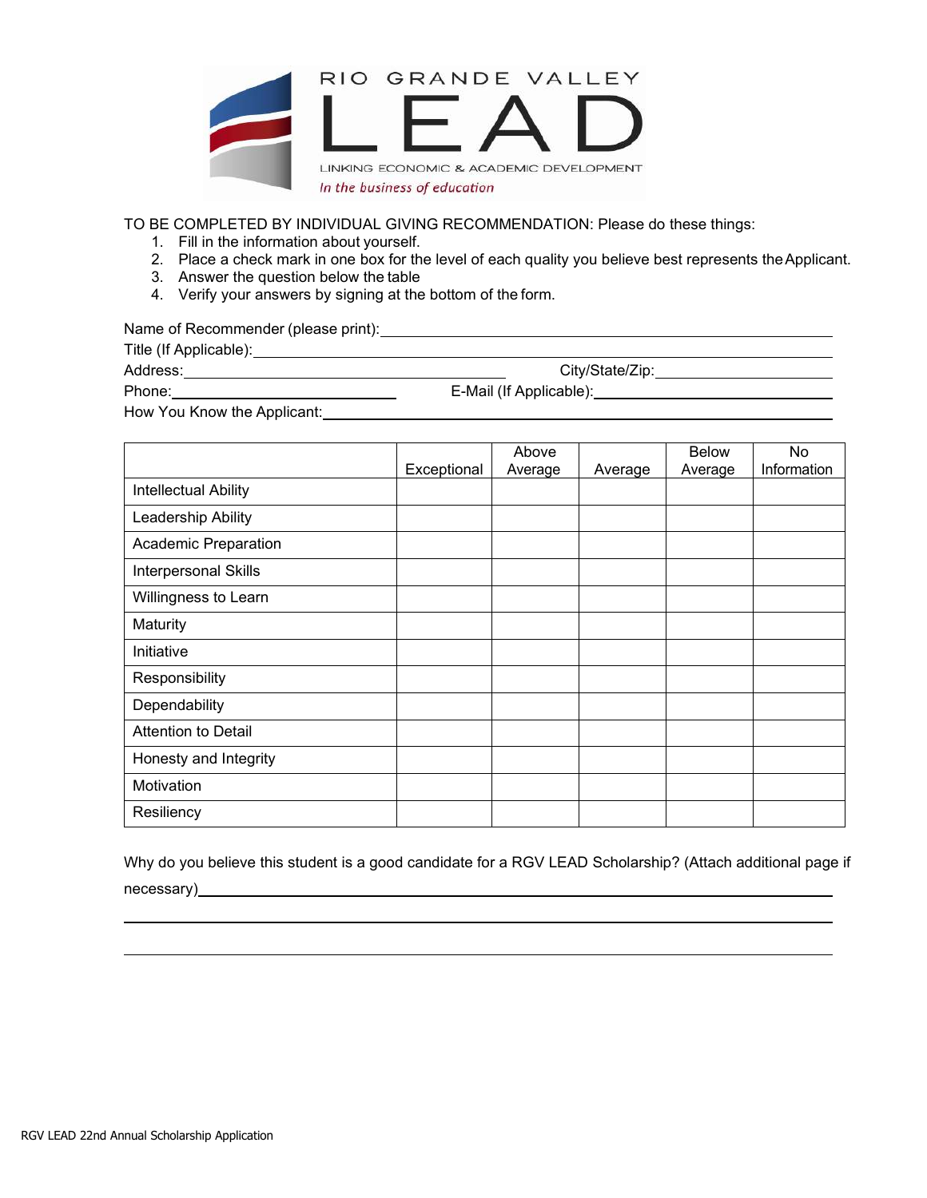RIO GRANDE VALLEY

# LEAD

LINKING ECONOMIC & ACADEMIC DEVELOPMENT

*In the business of education*

TO BE COMPLETED BY INDIVIDUAL GIVING RECOMMENDATION: Please do these things:

1. Fill in the information about yourself.
2. Place a check mark in one box for the level of each quality you believe best represents the Applicant.
3. Answer the question below the table
4. Verify your answers by signing at the bottom of the form.

Name of Recommender (please print): ____________________________________________

Title (If Applicable): ____________________________________________

Address: ______________________________ City/State/Zip: ____________________

Phone: ____________________ E-Mail (If Applicable): ____________________

How You Know the Applicant: ____________________________________________

| | Exceptional | Above Average | Average | Below Average | No Information |
|---|---|---|---|---|---|
| Intellectual Ability | | | | | |
| Leadership Ability | | | | | |
| Academic Preparation | | | | | |
| Interpersonal Skills | | | | | |
| Willingness to Learn | | | | | |
| Maturity | | | | | |
| Initiative | | | | | |
| Responsibility | | | | | |
| Dependability | | | | | |
| Attention to Detail | | | | | |
| Honesty and Integrity | | | | | |
| Motivation | | | | | |
| Resiliency | | | | | |

Why do you believe this student is a good candidate for a RGV LEAD Scholarship? (Attach additional page if necessary) ____________________________________________

____________________________________________

____________________________________________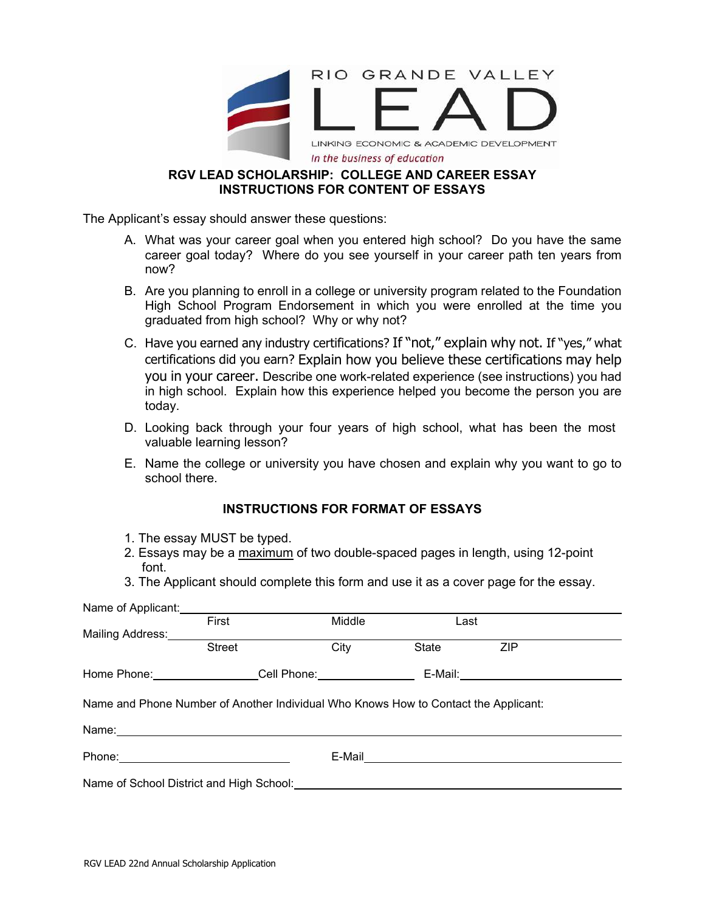RIO GRANDE VALLEY

# LEAD

LINKING ECONOMIC & ACADEMIC DEVELOPMENT

*In the business of education*

## RGV LEAD SCHOLARSHIP: COLLEGE AND CAREER ESSAY
## INSTRUCTIONS FOR CONTENT OF ESSAYS

The Applicant's essay should answer these questions:

A. What was your career goal when you entered high school? Do you have the same career goal today? Where do you see yourself in your career path ten years from now?

B. Are you planning to enroll in a college or university program related to the Foundation High School Program Endorsement in which you were enrolled at the time you graduated from high school? Why or why not?

C. Have you earned any industry certifications? If "not," explain why not. If "yes," what certifications did you earn? Explain how you believe these certifications may help you in your career. Describe one work-related experience (see instructions) you had in high school. Explain how this experience helped you become the person you are today.

D. Looking back through your four years of high school, what has been the most valuable learning lesson?

E. Name the college or university you have chosen and explain why you want to go to school there.

## INSTRUCTIONS FOR FORMAT OF ESSAYS

1. The essay MUST be typed.
2. Essays may be a <u>maximum</u> of two double-spaced pages in length, using 12-point font.
3. The Applicant should complete this form and use it as a cover page for the essay.

Name of Applicant: ______________________________________________
First Middle Last

Mailing Address: ______________________________________________
Street City State ZIP

Home Phone: ________________ Cell Phone: ________________ E-Mail: ________________

Name and Phone Number of Another Individual Who Knows How to Contact the Applicant:

Name: ______________________________________________

Phone: ________________ E-Mail ________________

Name of School District and High School: ______________________________________________

RGV LEAD 22nd Annual Scholarship Application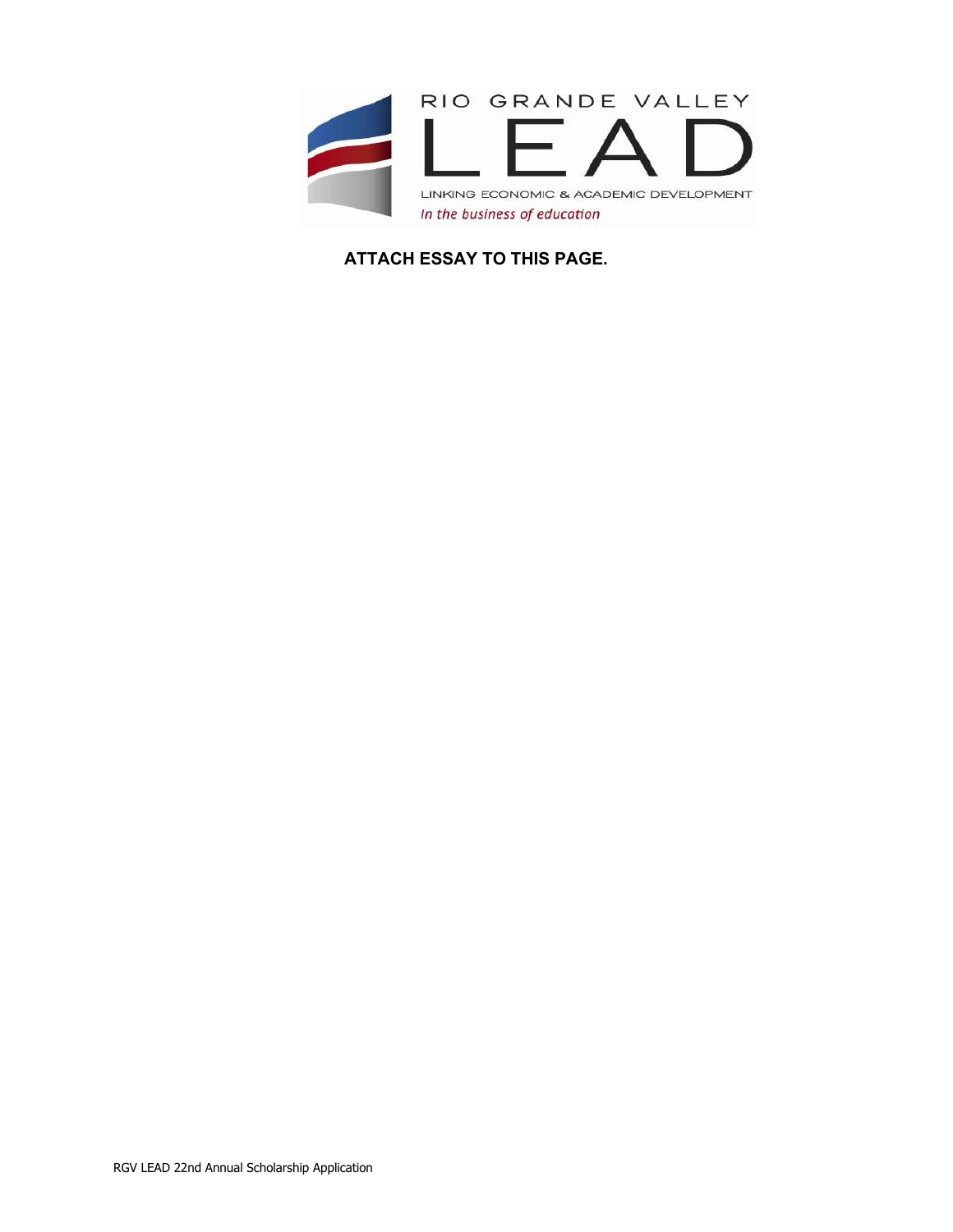RIO GRANDE VALLEY

LEAD

LINKING ECONOMIC & ACADEMIC DEVELOPMENT

*In the business of education*

**ATTACH ESSAY TO THIS PAGE.**